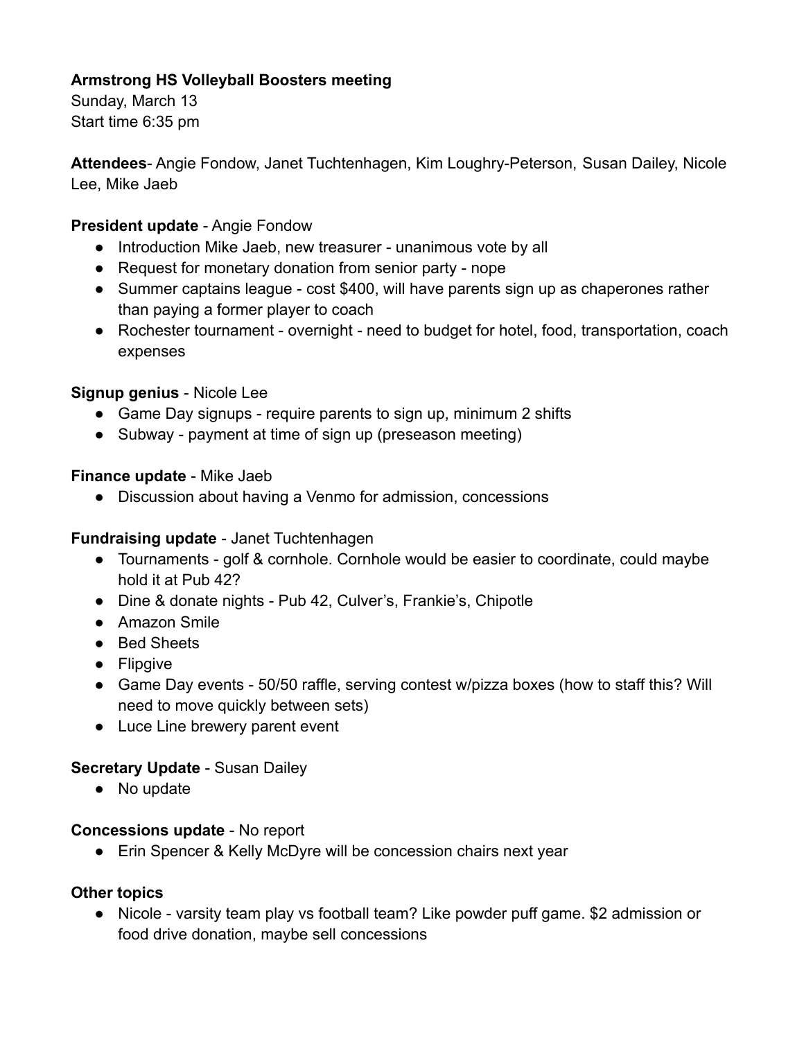**Armstrong HS Volleyball Boosters meeting**
Sunday, March 13
Start time 6:35 pm

**Attendees**- Angie Fondow, Janet Tuchtenhagen, Kim Loughry-Peterson, Susan Dailey, Nicole Lee, Mike Jaeb

**President update** - Angie Fondow

- Introduction Mike Jaeb, new treasurer - unanimous vote by all
- Request for monetary donation from senior party - nope
- Summer captains league - cost $400, will have parents sign up as chaperones rather than paying a former player to coach
- Rochester tournament - overnight - need to budget for hotel, food, transportation, coach expenses

**Signup genius** - Nicole Lee

- Game Day signups - require parents to sign up, minimum 2 shifts
- Subway - payment at time of sign up (preseason meeting)

**Finance update** - Mike Jaeb

- Discussion about having a Venmo for admission, concessions

**Fundraising update** - Janet Tuchtenhagen

- Tournaments - golf & cornhole. Cornhole would be easier to coordinate, could maybe hold it at Pub 42?
- Dine & donate nights - Pub 42, Culver's, Frankie's, Chipotle
- Amazon Smile
- Bed Sheets
- Flipgive
- Game Day events - 50/50 raffle, serving contest w/pizza boxes (how to staff this? Will need to move quickly between sets)
- Luce Line brewery parent event

**Secretary Update** - Susan Dailey

- No update

**Concessions update** - No report

- Erin Spencer & Kelly McDyre will be concession chairs next year

**Other topics**

- Nicole - varsity team play vs football team? Like powder puff game. $2 admission or food drive donation, maybe sell concessions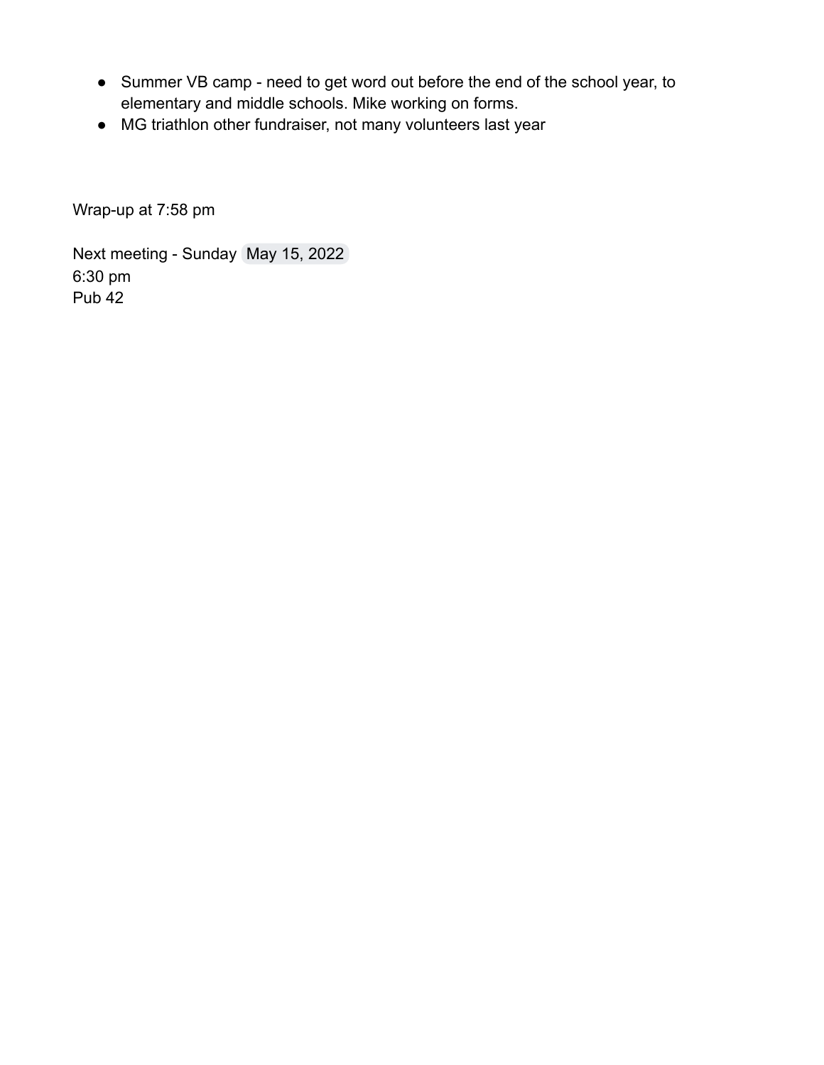- Summer VB camp - need to get word out before the end of the school year, to elementary and middle schools. Mike working on forms.
- MG triathlon other fundraiser, not many volunteers last year

Wrap-up at 7:58 pm

Next meeting - Sunday May 15, 2022
6:30 pm
Pub 42